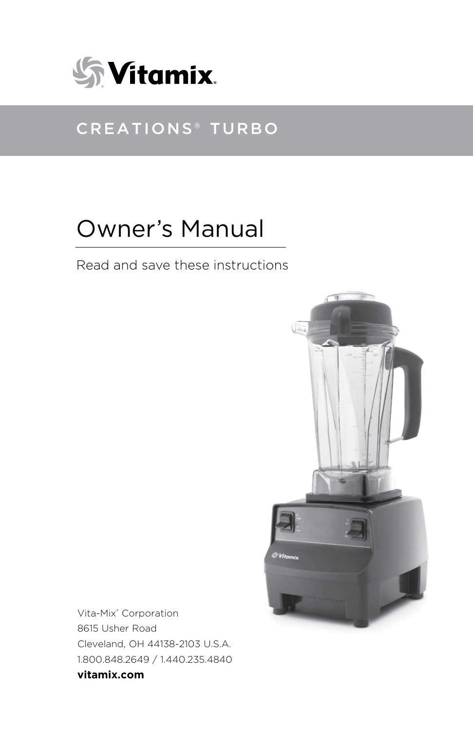# Vitamix®

## CREATIONS® TURBO

# Owner's Manual

Read and save these instructions

Vita-Mix® Corporation
8615 Usher Road
Cleveland, OH 44138-2103 U.S.A.
1.800.848.2649 / 1.440.235.4840
**vitamix.com**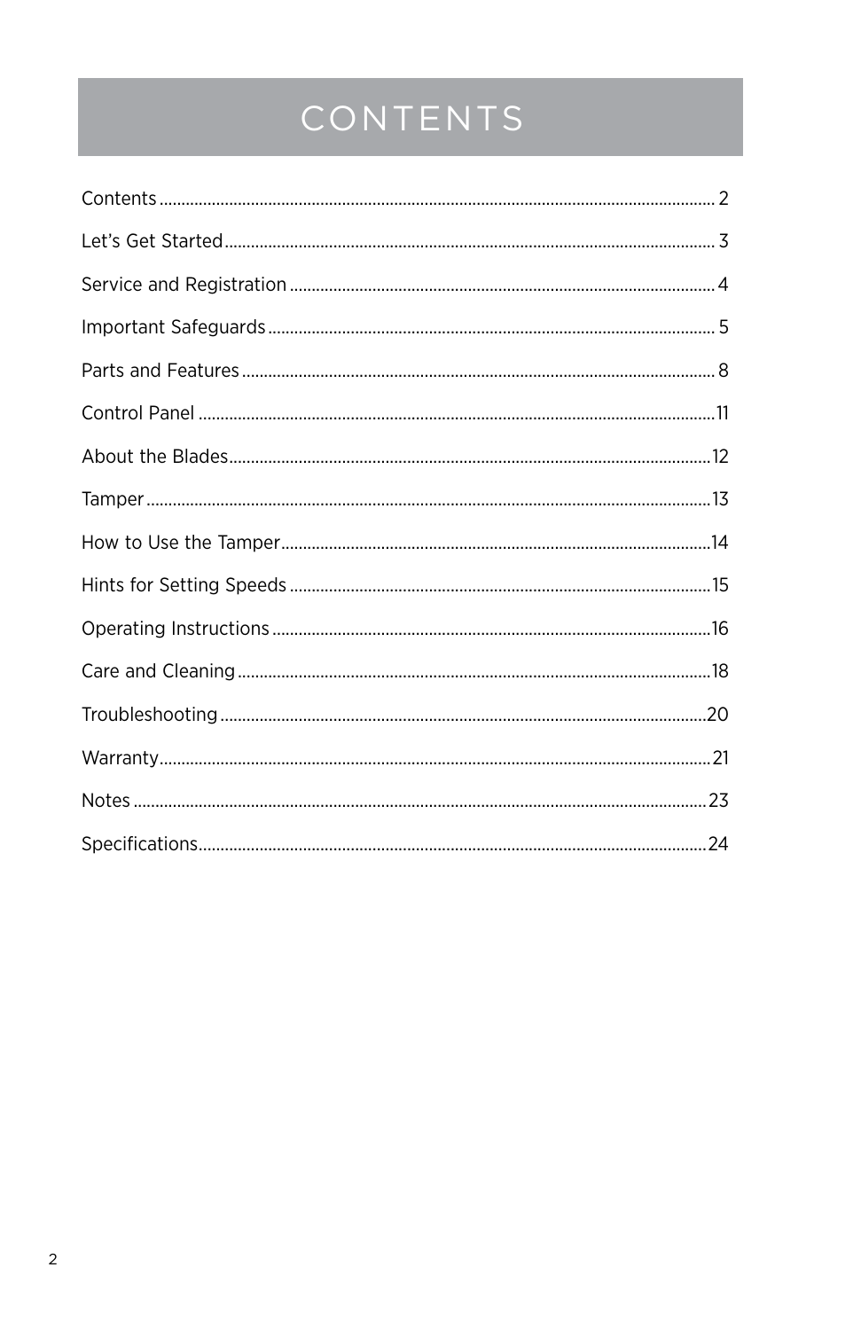# CONTENTS

Contents ..... 2

Let's Get Started ..... 3

Service and Registration ..... 4

Important Safeguards ..... 5

Parts and Features ..... 8

Control Panel ..... 11

About the Blades ..... 12

Tamper ..... 13

How to Use the Tamper ..... 14

Hints for Setting Speeds ..... 15

Operating Instructions ..... 16

Care and Cleaning ..... 18

Troubleshooting ..... 20

Warranty ..... 21

Notes ..... 23

Specifications ..... 24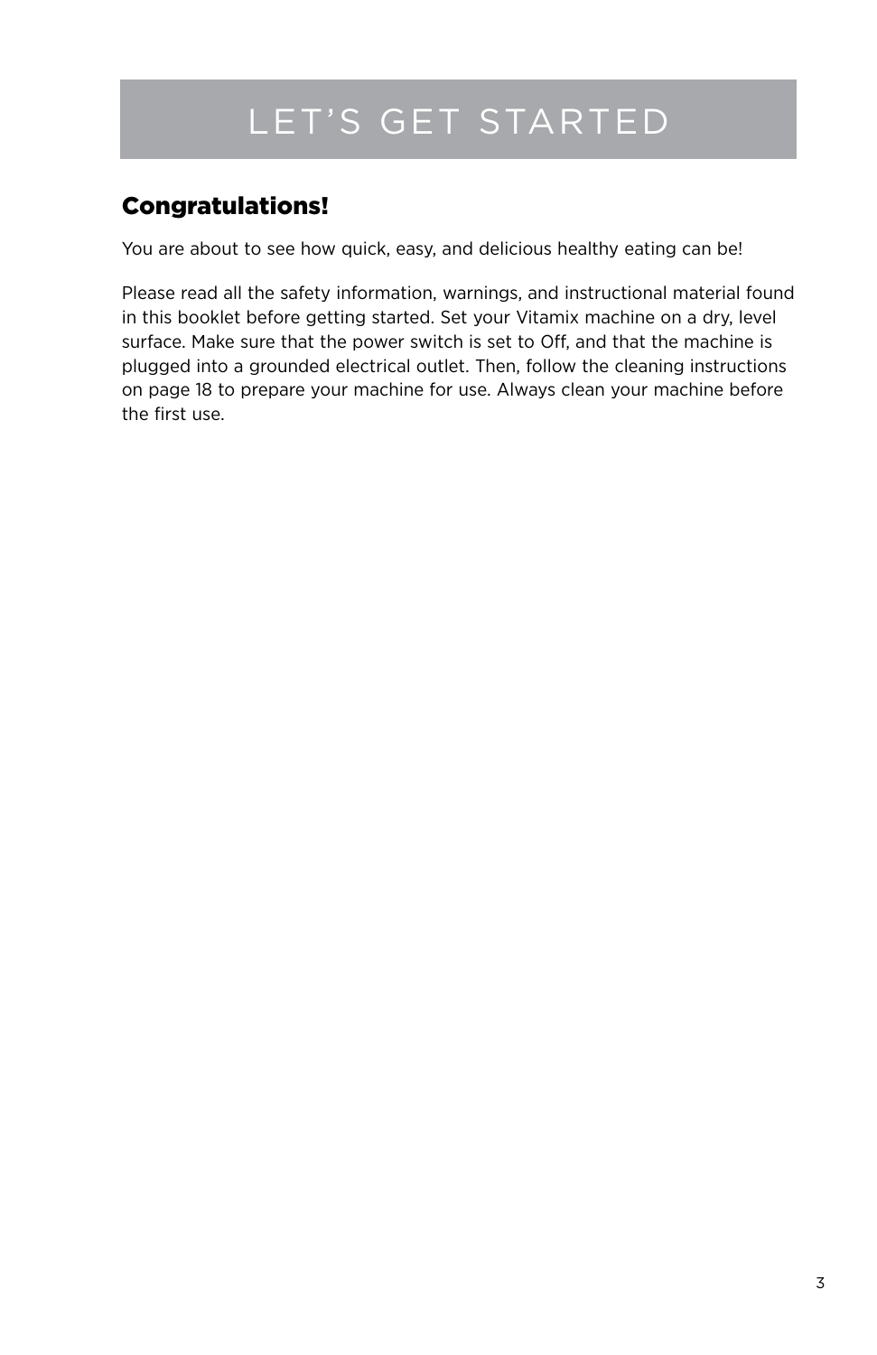# LET'S GET STARTED

## Congratulations!

You are about to see how quick, easy, and delicious healthy eating can be!

Please read all the safety information, warnings, and instructional material found in this booklet before getting started. Set your Vitamix machine on a dry, level surface. Make sure that the power switch is set to Off, and that the machine is plugged into a grounded electrical outlet. Then, follow the cleaning instructions on page 18 to prepare your machine for use. Always clean your machine before the first use.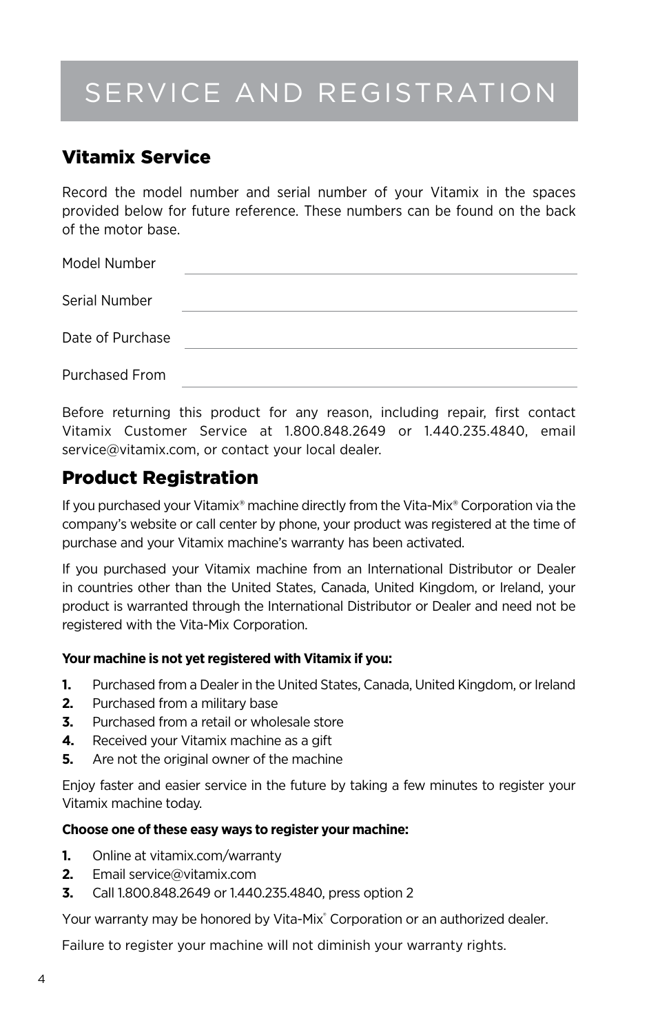# SERVICE AND REGISTRATION

## Vitamix Service

Record the model number and serial number of your Vitamix in the spaces provided below for future reference. These numbers can be found on the back of the motor base.

Model Number \_\_\_\_\_\_\_\_\_\_\_\_\_\_\_\_\_\_\_\_\_\_\_\_\_\_\_\_\_\_

Serial Number \_\_\_\_\_\_\_\_\_\_\_\_\_\_\_\_\_\_\_\_\_\_\_\_\_\_\_\_\_\_

Date of Purchase \_\_\_\_\_\_\_\_\_\_\_\_\_\_\_\_\_\_\_\_\_\_\_\_\_\_\_\_\_\_

Purchased From \_\_\_\_\_\_\_\_\_\_\_\_\_\_\_\_\_\_\_\_\_\_\_\_\_\_\_\_\_\_

Before returning this product for any reason, including repair, first contact Vitamix Customer Service at 1.800.848.2649 or 1.440.235.4840, email service@vitamix.com, or contact your local dealer.

## Product Registration

If you purchased your Vitamix® machine directly from the Vita-Mix® Corporation via the company's website or call center by phone, your product was registered at the time of purchase and your Vitamix machine's warranty has been activated.

If you purchased your Vitamix machine from an International Distributor or Dealer in countries other than the United States, Canada, United Kingdom, or Ireland, your product is warranted through the International Distributor or Dealer and need not be registered with the Vita-Mix Corporation.

**Your machine is not yet registered with Vitamix if you:**

1. Purchased from a Dealer in the United States, Canada, United Kingdom, or Ireland
2. Purchased from a military base
3. Purchased from a retail or wholesale store
4. Received your Vitamix machine as a gift
5. Are not the original owner of the machine

Enjoy faster and easier service in the future by taking a few minutes to register your Vitamix machine today.

**Choose one of these easy ways to register your machine:**

1. Online at vitamix.com/warranty
2. Email service@vitamix.com
3. Call 1.800.848.2649 or 1.440.235.4840, press option 2

Your warranty may be honored by Vita-Mix® Corporation or an authorized dealer.

Failure to register your machine will not diminish your warranty rights.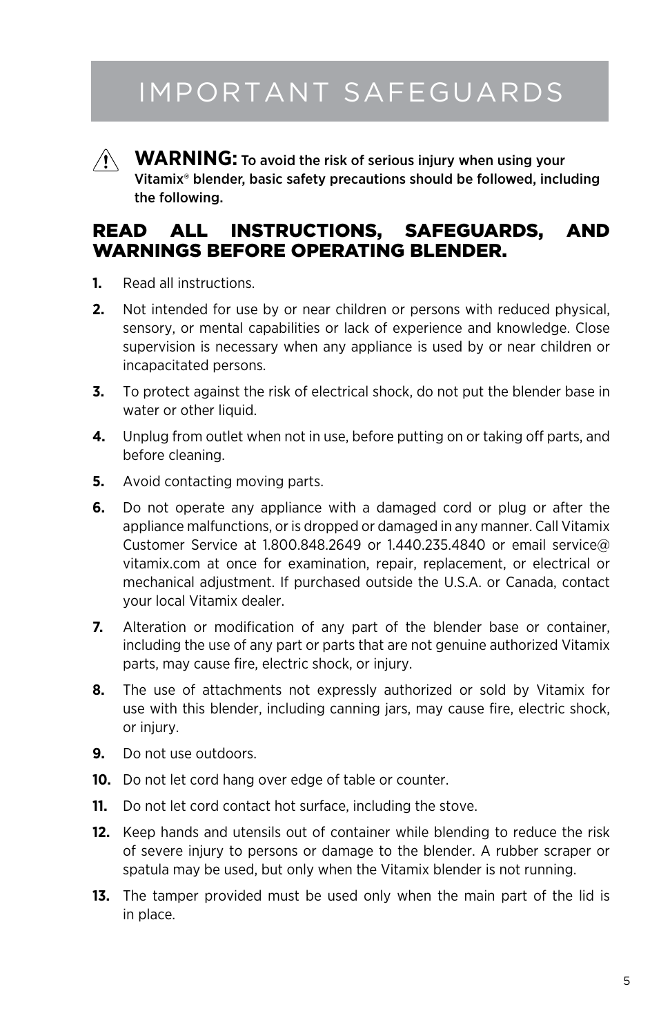# IMPORTANT SAFEGUARDS

⚠ **WARNING:** To avoid the risk of serious injury when using your Vitamix® blender, basic safety precautions should be followed, including the following.

## READ ALL INSTRUCTIONS, SAFEGUARDS, AND WARNINGS BEFORE OPERATING BLENDER.

1. Read all instructions.
2. Not intended for use by or near children or persons with reduced physical, sensory, or mental capabilities or lack of experience and knowledge. Close supervision is necessary when any appliance is used by or near children or incapacitated persons.
3. To protect against the risk of electrical shock, do not put the blender base in water or other liquid.
4. Unplug from outlet when not in use, before putting on or taking off parts, and before cleaning.
5. Avoid contacting moving parts.
6. Do not operate any appliance with a damaged cord or plug or after the appliance malfunctions, or is dropped or damaged in any manner. Call Vitamix Customer Service at 1.800.848.2649 or 1.440.235.4840 or email service@vitamix.com at once for examination, repair, replacement, or electrical or mechanical adjustment. If purchased outside the U.S.A. or Canada, contact your local Vitamix dealer.
7. Alteration or modification of any part of the blender base or container, including the use of any part or parts that are not genuine authorized Vitamix parts, may cause fire, electric shock, or injury.
8. The use of attachments not expressly authorized or sold by Vitamix for use with this blender, including canning jars, may cause fire, electric shock, or injury.
9. Do not use outdoors.
10. Do not let cord hang over edge of table or counter.
11. Do not let cord contact hot surface, including the stove.
12. Keep hands and utensils out of container while blending to reduce the risk of severe injury to persons or damage to the blender. A rubber scraper or spatula may be used, but only when the Vitamix blender is not running.
13. The tamper provided must be used only when the main part of the lid is in place.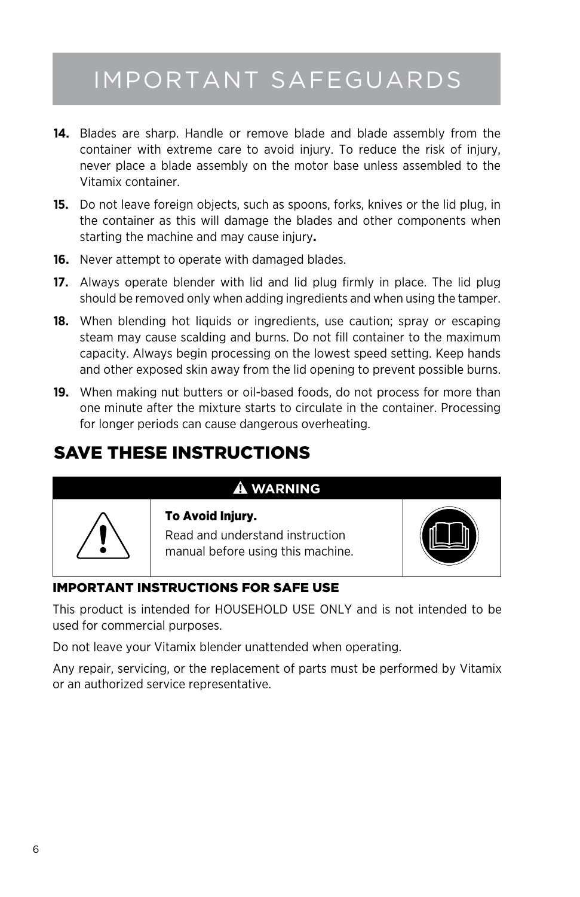# IMPORTANT SAFEGUARDS

**14.** Blades are sharp. Handle or remove blade and blade assembly from the container with extreme care to avoid injury. To reduce the risk of injury, never place a blade assembly on the motor base unless assembled to the Vitamix container.

**15.** Do not leave foreign objects, such as spoons, forks, knives or the lid plug, in the container as this will damage the blades and other components when starting the machine and may cause injury**.**

**16.** Never attempt to operate with damaged blades.

**17.** Always operate blender with lid and lid plug firmly in place. The lid plug should be removed only when adding ingredients and when using the tamper.

**18.** When blending hot liquids or ingredients, use caution; spray or escaping steam may cause scalding and burns. Do not fill container to the maximum capacity. Always begin processing on the lowest speed setting. Keep hands and other exposed skin away from the lid opening to prevent possible burns.

**19.** When making nut butters or oil-based foods, do not process for more than one minute after the mixture starts to circulate in the container. Processing for longer periods can cause dangerous overheating.

## SAVE THESE INSTRUCTIONS

**⚠ WARNING**

**To Avoid Injury.**

Read and understand instruction manual before using this machine.

**IMPORTANT INSTRUCTIONS FOR SAFE USE**

This product is intended for HOUSEHOLD USE ONLY and is not intended to be used for commercial purposes.

Do not leave your Vitamix blender unattended when operating.

Any repair, servicing, or the replacement of parts must be performed by Vitamix or an authorized service representative.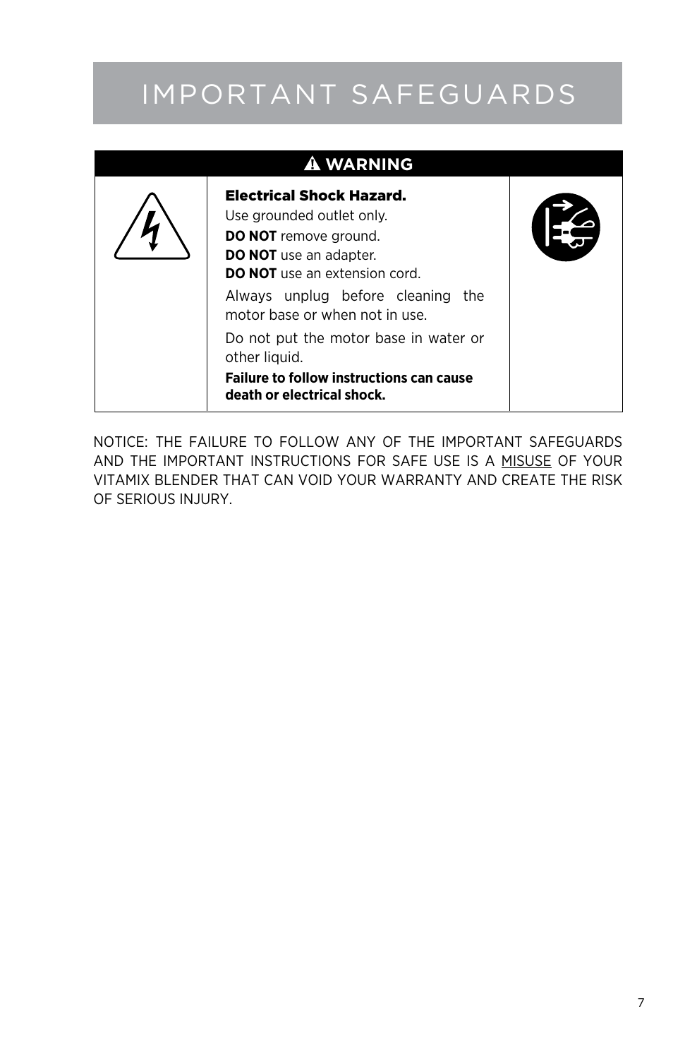# IMPORTANT SAFEGUARDS

| ⚠ WARNING |
| --- |
| **Electrical Shock Hazard.**<br>Use grounded outlet only.<br>**DO NOT** remove ground.<br>**DO NOT** use an adapter.<br>**DO NOT** use an extension cord.<br>Always unplug before cleaning the motor base or when not in use.<br>Do not put the motor base in water or other liquid.<br>**Failure to follow instructions can cause death or electrical shock.** |

NOTICE: THE FAILURE TO FOLLOW ANY OF THE IMPORTANT SAFEGUARDS AND THE IMPORTANT INSTRUCTIONS FOR SAFE USE IS A MISUSE OF YOUR VITAMIX BLENDER THAT CAN VOID YOUR WARRANTY AND CREATE THE RISK OF SERIOUS INJURY.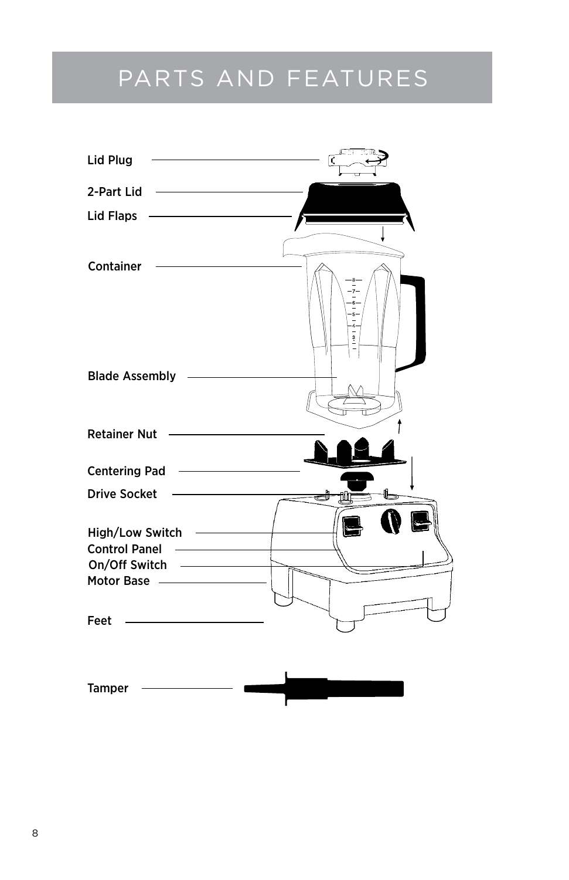# PARTS AND FEATURES

Lid Plug

2-Part Lid

Lid Flaps

Container

Blade Assembly

Retainer Nut

Centering Pad

Drive Socket

High/Low Switch

Control Panel

On/Off Switch

Motor Base

Feet

Tamper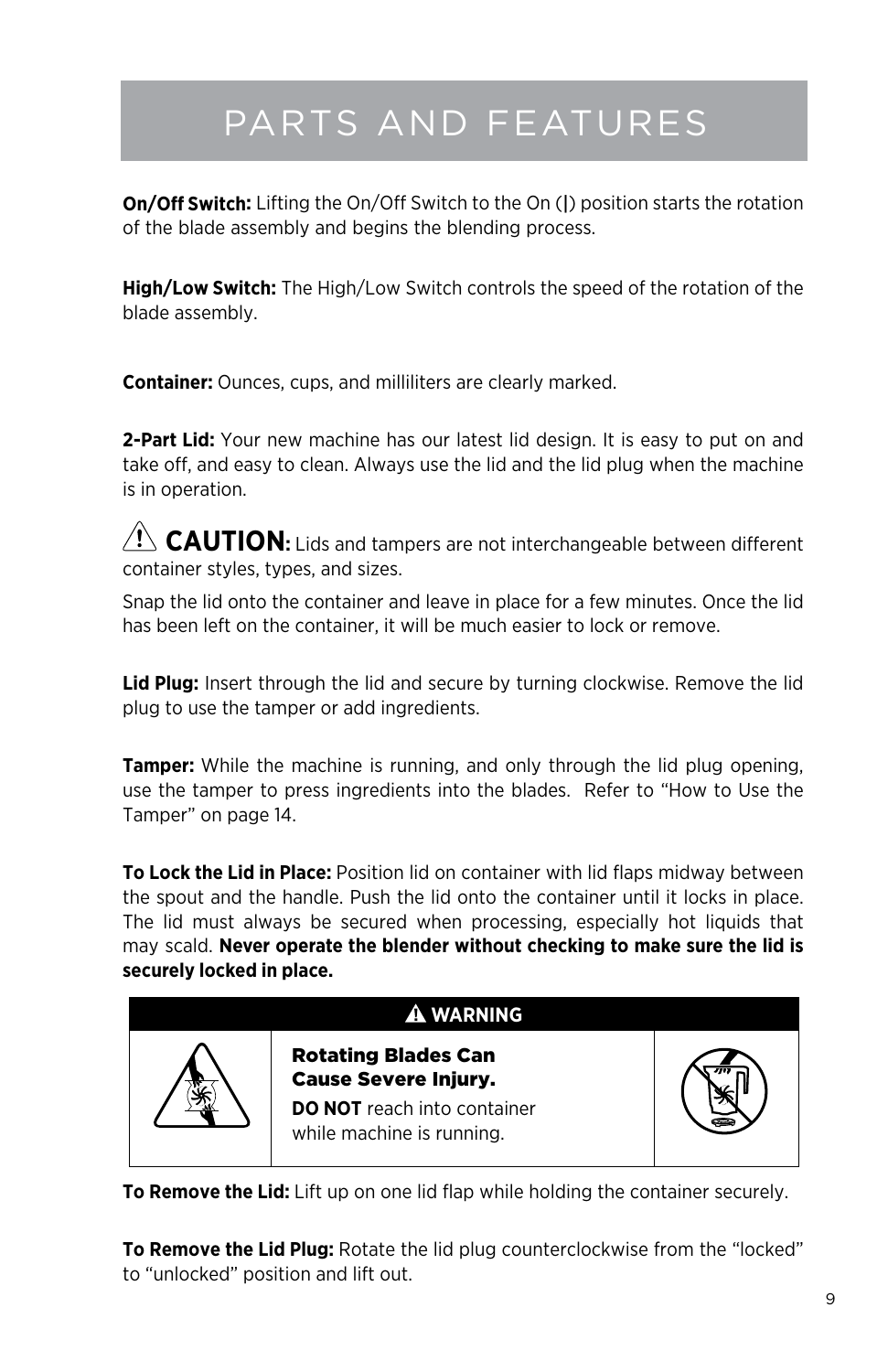# PARTS AND FEATURES

**On/Off Switch:** Lifting the On/Off Switch to the On (|) position starts the rotation of the blade assembly and begins the blending process.

**High/Low Switch:** The High/Low Switch controls the speed of the rotation of the blade assembly.

**Container:** Ounces, cups, and milliliters are clearly marked.

**2-Part Lid:** Your new machine has our latest lid design. It is easy to put on and take off, and easy to clean. Always use the lid and the lid plug when the machine is in operation.

⚠ **CAUTION:** Lids and tampers are not interchangeable between different container styles, types, and sizes.

Snap the lid onto the container and leave in place for a few minutes. Once the lid has been left on the container, it will be much easier to lock or remove.

**Lid Plug:** Insert through the lid and secure by turning clockwise. Remove the lid plug to use the tamper or add ingredients.

**Tamper:** While the machine is running, and only through the lid plug opening, use the tamper to press ingredients into the blades. Refer to "How to Use the Tamper" on page 14.

**To Lock the Lid in Place:** Position lid on container with lid flaps midway between the spout and the handle. Push the lid onto the container until it locks in place. The lid must always be secured when processing, especially hot liquids that may scald. **Never operate the blender without checking to make sure the lid is securely locked in place.**

| ⚠ WARNING | | |
|---|---|---|
| | **Rotating Blades Can Cause Severe Injury.** **DO NOT** reach into container while machine is running. | |

**To Remove the Lid:** Lift up on one lid flap while holding the container securely.

**To Remove the Lid Plug:** Rotate the lid plug counterclockwise from the "locked" to "unlocked" position and lift out.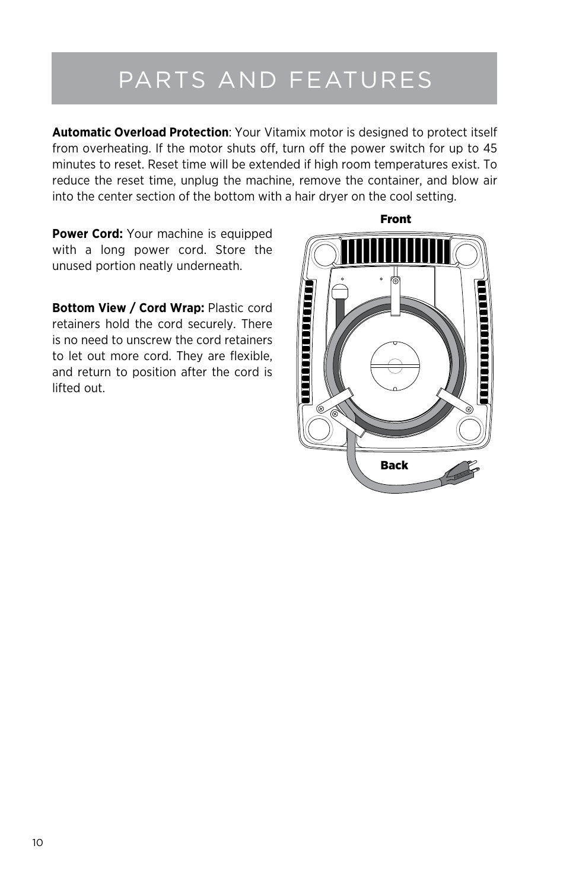# PARTS AND FEATURES

**Automatic Overload Protection**: Your Vitamix motor is designed to protect itself from overheating. If the motor shuts off, turn off the power switch for up to 45 minutes to reset. Reset time will be extended if high room temperatures exist. To reduce the reset time, unplug the machine, remove the container, and blow air into the center section of the bottom with a hair dryer on the cool setting.

**Power Cord:** Your machine is equipped with a long power cord. Store the unused portion neatly underneath.

**Bottom View / Cord Wrap:** Plastic cord retainers hold the cord securely. There is no need to unscrew the cord retainers to let out more cord. They are flexible, and return to position after the cord is lifted out.

Front

Back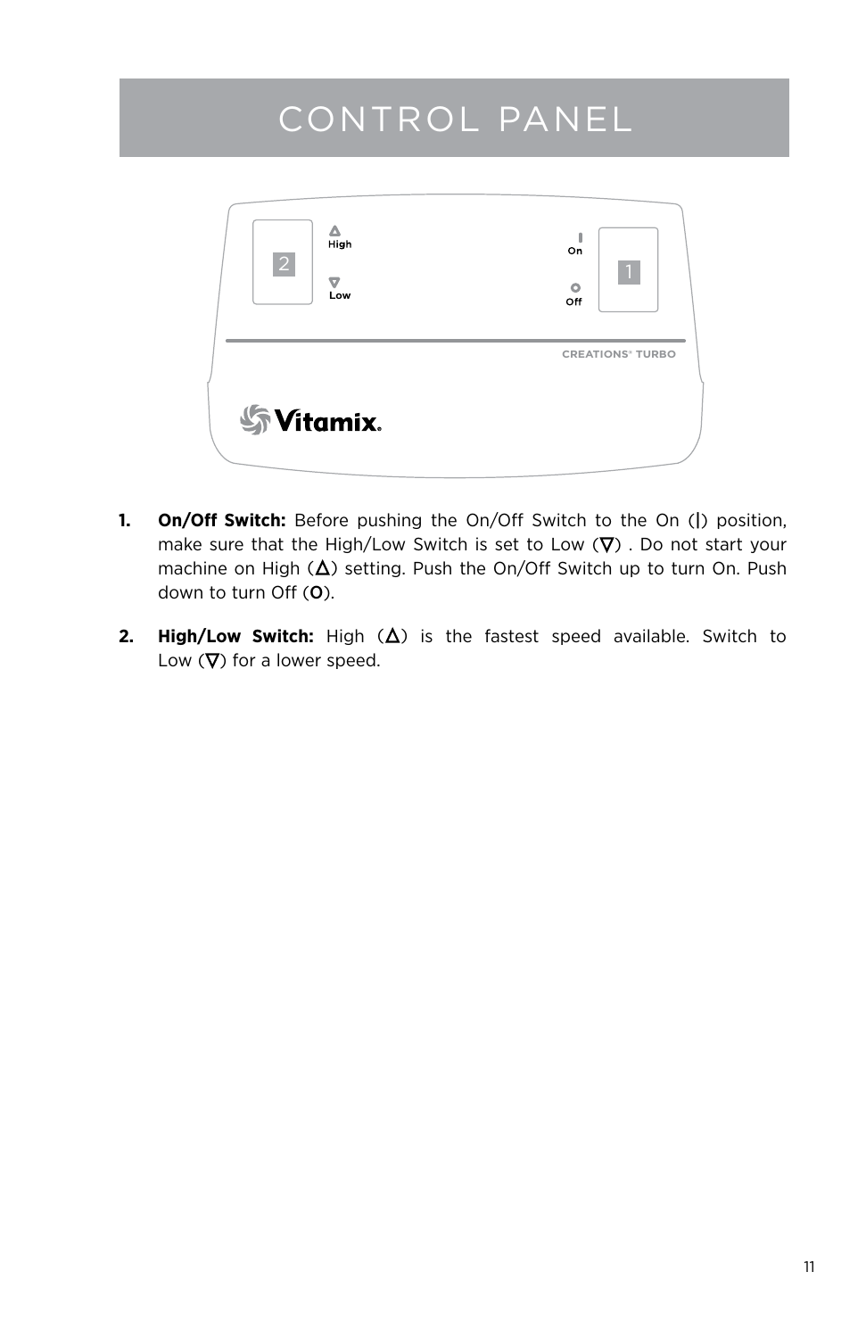# CONTROL PANEL

1. **On/Off Switch:** Before pushing the On/Off Switch to the On (|) position, make sure that the High/Low Switch is set to Low (▽) . Do not start your machine on High (△) setting. Push the On/Off Switch up to turn On. Push down to turn Off (O).

2. **High/Low Switch:** High (△) is the fastest speed available. Switch to Low (▽) for a lower speed.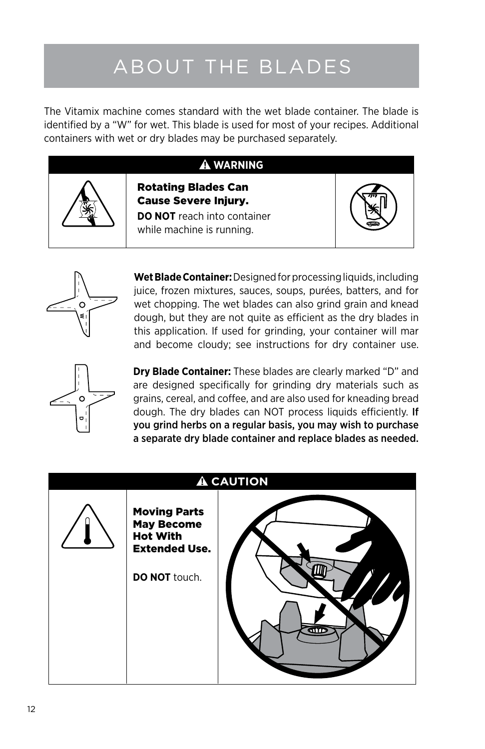# ABOUT THE BLADES

The Vitamix machine comes standard with the wet blade container. The blade is identified by a "W" for wet. This blade is used for most of your recipes. Additional containers with wet or dry blades may be purchased separately.

**⚠ WARNING**

**Rotating Blades Can Cause Severe Injury.**

**DO NOT** reach into container while machine is running.

**Wet Blade Container:** Designed for processing liquids, including juice, frozen mixtures, sauces, soups, purées, batters, and for wet chopping. The wet blades can also grind grain and knead dough, but they are not quite as efficient as the dry blades in this application. If used for grinding, your container will mar and become cloudy; see instructions for dry container use.

**Dry Blade Container:** These blades are clearly marked "D" and are designed specifically for grinding dry materials such as grains, cereal, and coffee, and are also used for kneading bread dough. The dry blades can NOT process liquids efficiently. **If you grind herbs on a regular basis, you may wish to purchase a separate dry blade container and replace blades as needed.**

**⚠ CAUTION**

**Moving Parts May Become Hot With Extended Use.**

**DO NOT** touch.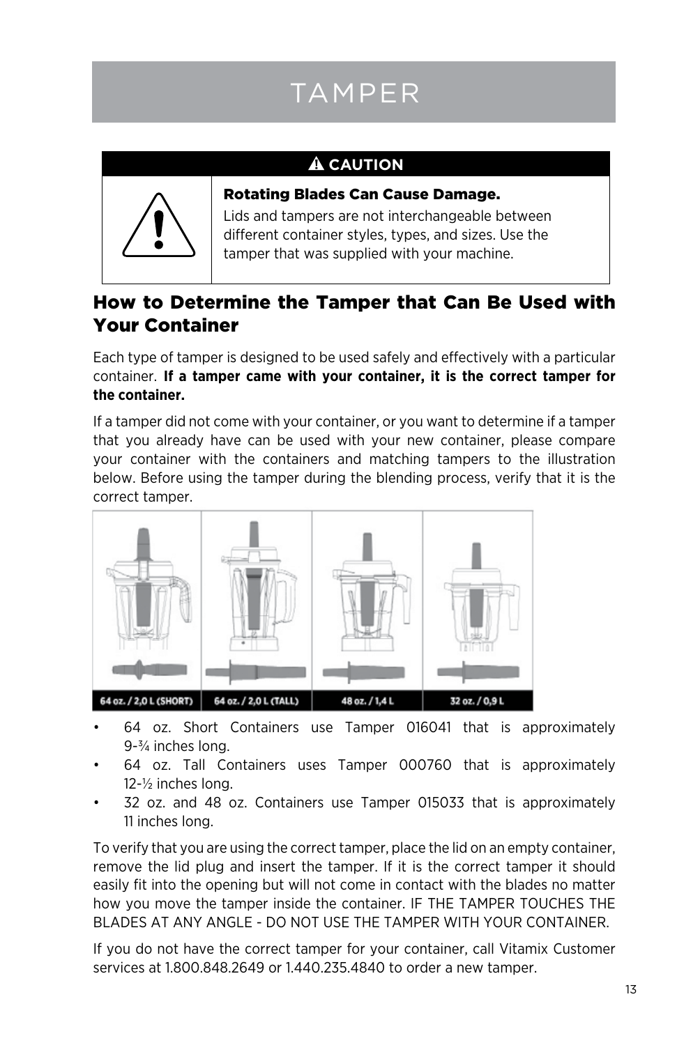# TAMPER

**⚠ CAUTION**

**Rotating Blades Can Cause Damage.**

Lids and tampers are not interchangeable between different container styles, types, and sizes. Use the tamper that was supplied with your machine.

## How to Determine the Tamper that Can Be Used with Your Container

Each type of tamper is designed to be used safely and effectively with a particular container. **If a tamper came with your container, it is the correct tamper for the container.**

If a tamper did not come with your container, or you want to determine if a tamper that you already have can be used with your new container, please compare your container with the containers and matching tampers to the illustration below. Before using the tamper during the blending process, verify that it is the correct tamper.

64 oz. / 2,0 L (SHORT) | 64 oz. / 2,0 L (TALL) | 48 oz. / 1,4 L | 32 oz. / 0,9 L

- 64 oz. Short Containers use Tamper 016041 that is approximately 9-¾ inches long.
- 64 oz. Tall Containers uses Tamper 000760 that is approximately 12-½ inches long.
- 32 oz. and 48 oz. Containers use Tamper 015033 that is approximately 11 inches long.

To verify that you are using the correct tamper, place the lid on an empty container, remove the lid plug and insert the tamper. If it is the correct tamper it should easily fit into the opening but will not come in contact with the blades no matter how you move the tamper inside the container. IF THE TAMPER TOUCHES THE BLADES AT ANY ANGLE - DO NOT USE THE TAMPER WITH YOUR CONTAINER.

If you do not have the correct tamper for your container, call Vitamix Customer services at 1.800.848.2649 or 1.440.235.4840 to order a new tamper.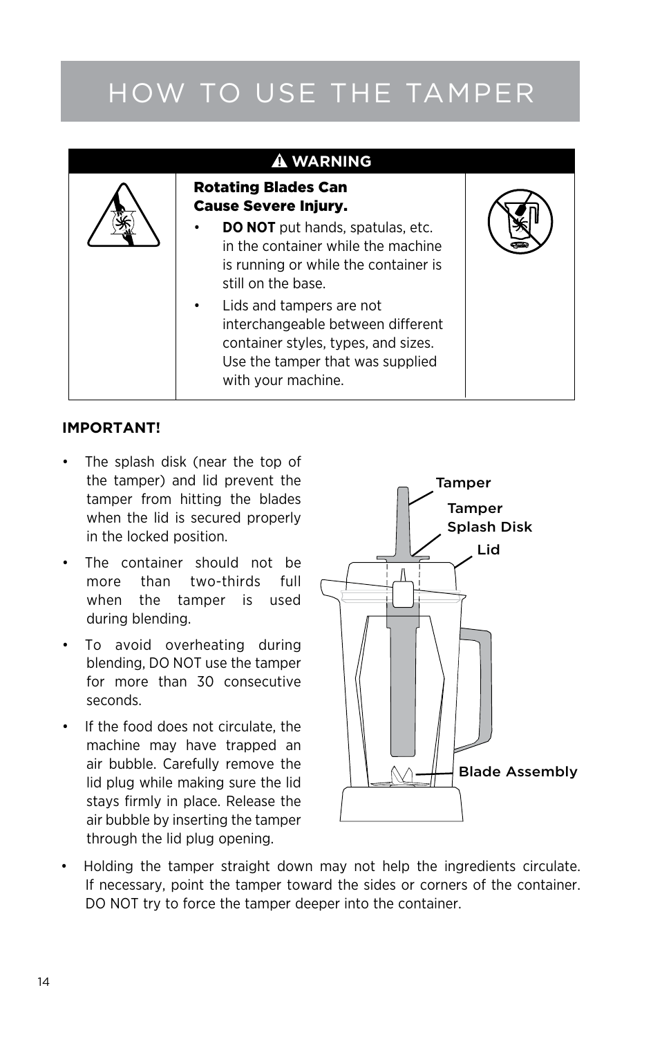# HOW TO USE THE TAMPER

| ⚠ WARNING | | |
|---|---|---|
| | **Rotating Blades Can Cause Severe Injury.**<br>• **DO NOT** put hands, spatulas, etc. in the container while the machine is running or while the container is still on the base.<br>• Lids and tampers are not interchangeable between different container styles, types, and sizes. Use the tamper that was supplied with your machine. | |

**IMPORTANT!**

- The splash disk (near the top of the tamper) and lid prevent the tamper from hitting the blades when the lid is secured properly in the locked position.
- The container should not be more than two-thirds full when the tamper is used during blending.
- To avoid overheating during blending, DO NOT use the tamper for more than 30 consecutive seconds.
- If the food does not circulate, the machine may have trapped an air bubble. Carefully remove the lid plug while making sure the lid stays firmly in place. Release the air bubble by inserting the tamper through the lid plug opening.
- Holding the tamper straight down may not help the ingredients circulate. If necessary, point the tamper toward the sides or corners of the container. DO NOT try to force the tamper deeper into the container.

Tamper

Tamper Splash Disk

Lid

Blade Assembly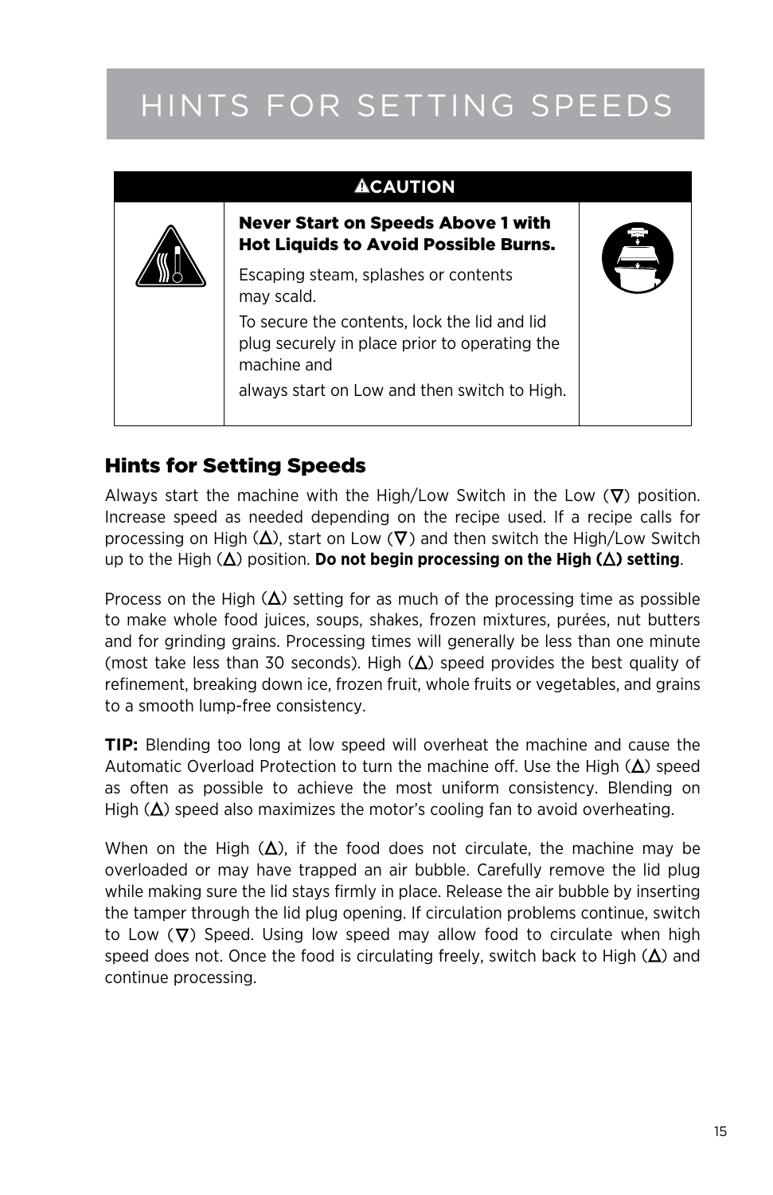# HINTS FOR SETTING SPEEDS

**⚠CAUTION**

**Never Start on Speeds Above 1 with Hot Liquids to Avoid Possible Burns.**

Escaping steam, splashes or contents may scald.

To secure the contents, lock the lid and lid plug securely in place prior to operating the machine and

always start on Low and then switch to High.

## Hints for Setting Speeds

Always start the machine with the High/Low Switch in the Low (∇) position. Increase speed as needed depending on the recipe used. If a recipe calls for processing on High (∆), start on Low (∇) and then switch the High/Low Switch up to the High (∆) position. **Do not begin processing on the High (∆) setting**.

Process on the High (∆) setting for as much of the processing time as possible to make whole food juices, soups, shakes, frozen mixtures, purées, nut butters and for grinding grains. Processing times will generally be less than one minute (most take less than 30 seconds). High (∆) speed provides the best quality of refinement, breaking down ice, frozen fruit, whole fruits or vegetables, and grains to a smooth lump-free consistency.

**TIP:** Blending too long at low speed will overheat the machine and cause the Automatic Overload Protection to turn the machine off. Use the High (∆) speed as often as possible to achieve the most uniform consistency. Blending on High (∆) speed also maximizes the motor's cooling fan to avoid overheating.

When on the High (∆), if the food does not circulate, the machine may be overloaded or may have trapped an air bubble. Carefully remove the lid plug while making sure the lid stays firmly in place. Release the air bubble by inserting the tamper through the lid plug opening. If circulation problems continue, switch to Low (∇) Speed. Using low speed may allow food to circulate when high speed does not. Once the food is circulating freely, switch back to High (∆) and continue processing.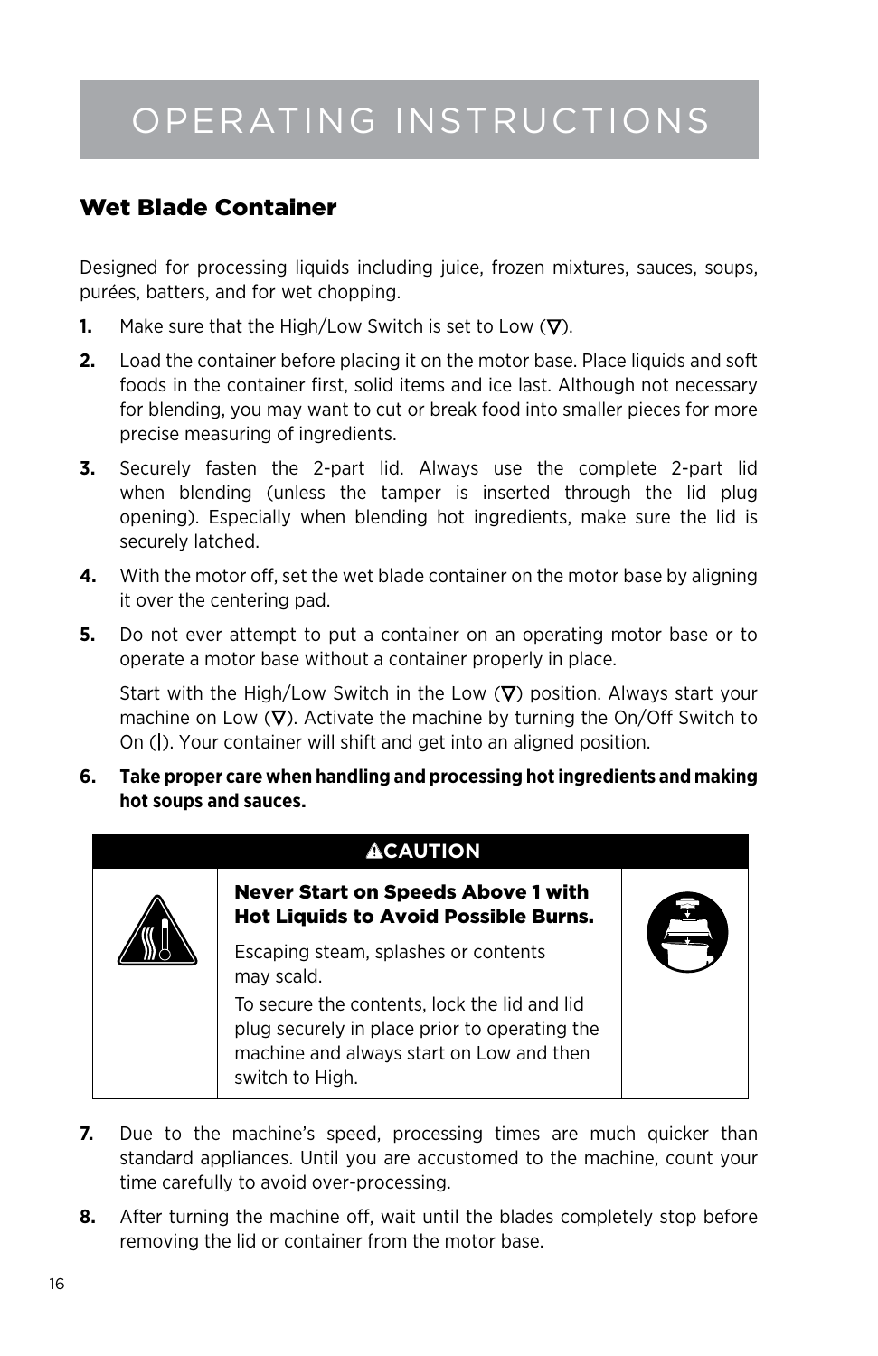# OPERATING INSTRUCTIONS

## Wet Blade Container

Designed for processing liquids including juice, frozen mixtures, sauces, soups, purées, batters, and for wet chopping.

1. Make sure that the High/Low Switch is set to Low (∇).
2. Load the container before placing it on the motor base. Place liquids and soft foods in the container first, solid items and ice last. Although not necessary for blending, you may want to cut or break food into smaller pieces for more precise measuring of ingredients.
3. Securely fasten the 2-part lid. Always use the complete 2-part lid when blending (unless the tamper is inserted through the lid plug opening). Especially when blending hot ingredients, make sure the lid is securely latched.
4. With the motor off, set the wet blade container on the motor base by aligning it over the centering pad.
5. Do not ever attempt to put a container on an operating motor base or to operate a motor base without a container properly in place.

   Start with the High/Low Switch in the Low (∇) position. Always start your machine on Low (∇). Activate the machine by turning the On/Off Switch to On (|). Your container will shift and get into an aligned position.
6. **Take proper care when handling and processing hot ingredients and making hot soups and sauces.**

| ⚠CAUTION |
| --- |
| **Never Start on Speeds Above 1 with Hot Liquids to Avoid Possible Burns.**<br>Escaping steam, splashes or contents may scald.<br>To secure the contents, lock the lid and lid plug securely in place prior to operating the machine and always start on Low and then switch to High. |

7. Due to the machine's speed, processing times are much quicker than standard appliances. Until you are accustomed to the machine, count your time carefully to avoid over-processing.
8. After turning the machine off, wait until the blades completely stop before removing the lid or container from the motor base.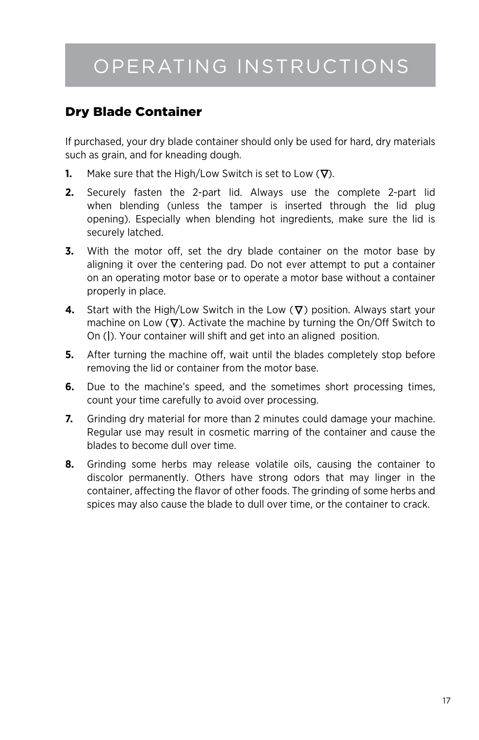# OPERATING INSTRUCTIONS

## Dry Blade Container

If purchased, your dry blade container should only be used for hard, dry materials such as grain, and for kneading dough.

1. Make sure that the High/Low Switch is set to Low (∇).
2. Securely fasten the 2-part lid. Always use the complete 2-part lid when blending (unless the tamper is inserted through the lid plug opening). Especially when blending hot ingredients, make sure the lid is securely latched.
3. With the motor off, set the dry blade container on the motor base by aligning it over the centering pad. Do not ever attempt to put a container on an operating motor base or to operate a motor base without a container properly in place.
4. Start with the High/Low Switch in the Low (∇) position. Always start your machine on Low (∇). Activate the machine by turning the On/Off Switch to On (|). Your container will shift and get into an aligned position.
5. After turning the machine off, wait until the blades completely stop before removing the lid or container from the motor base.
6. Due to the machine's speed, and the sometimes short processing times, count your time carefully to avoid over processing.
7. Grinding dry material for more than 2 minutes could damage your machine. Regular use may result in cosmetic marring of the container and cause the blades to become dull over time.
8. Grinding some herbs may release volatile oils, causing the container to discolor permanently. Others have strong odors that may linger in the container, affecting the flavor of other foods. The grinding of some herbs and spices may also cause the blade to dull over time, or the container to crack.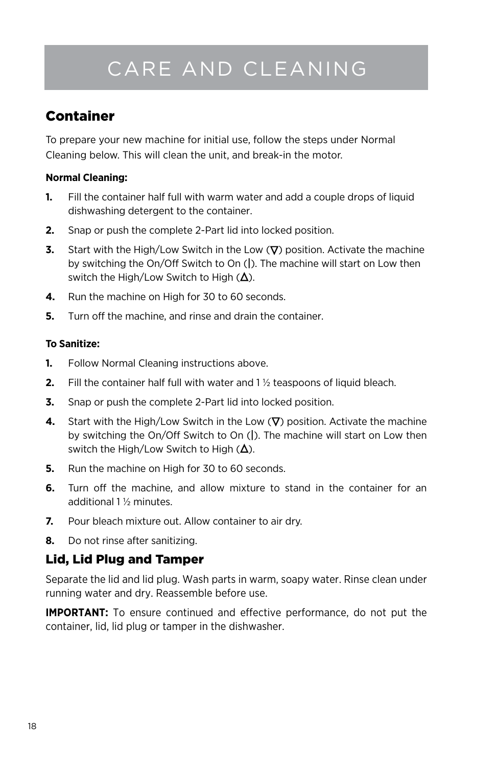# CARE AND CLEANING

## Container

To prepare your new machine for initial use, follow the steps under Normal Cleaning below. This will clean the unit, and break-in the motor.

**Normal Cleaning:**

1. Fill the container half full with warm water and add a couple drops of liquid dishwashing detergent to the container.
2. Snap or push the complete 2-Part lid into locked position.
3. Start with the High/Low Switch in the Low (∇) position. Activate the machine by switching the On/Off Switch to On (|). The machine will start on Low then switch the High/Low Switch to High (Δ).
4. Run the machine on High for 30 to 60 seconds.
5. Turn off the machine, and rinse and drain the container.

**To Sanitize:**

1. Follow Normal Cleaning instructions above.
2. Fill the container half full with water and 1 ½ teaspoons of liquid bleach.
3. Snap or push the complete 2-Part lid into locked position.
4. Start with the High/Low Switch in the Low (∇) position. Activate the machine by switching the On/Off Switch to On (|). The machine will start on Low then switch the High/Low Switch to High (Δ).
5. Run the machine on High for 30 to 60 seconds.
6. Turn off the machine, and allow mixture to stand in the container for an additional 1 ½ minutes.
7. Pour bleach mixture out. Allow container to air dry.
8. Do not rinse after sanitizing.

### Lid, Lid Plug and Tamper

Separate the lid and lid plug. Wash parts in warm, soapy water. Rinse clean under running water and dry. Reassemble before use.

**IMPORTANT:** To ensure continued and effective performance, do not put the container, lid, lid plug or tamper in the dishwasher.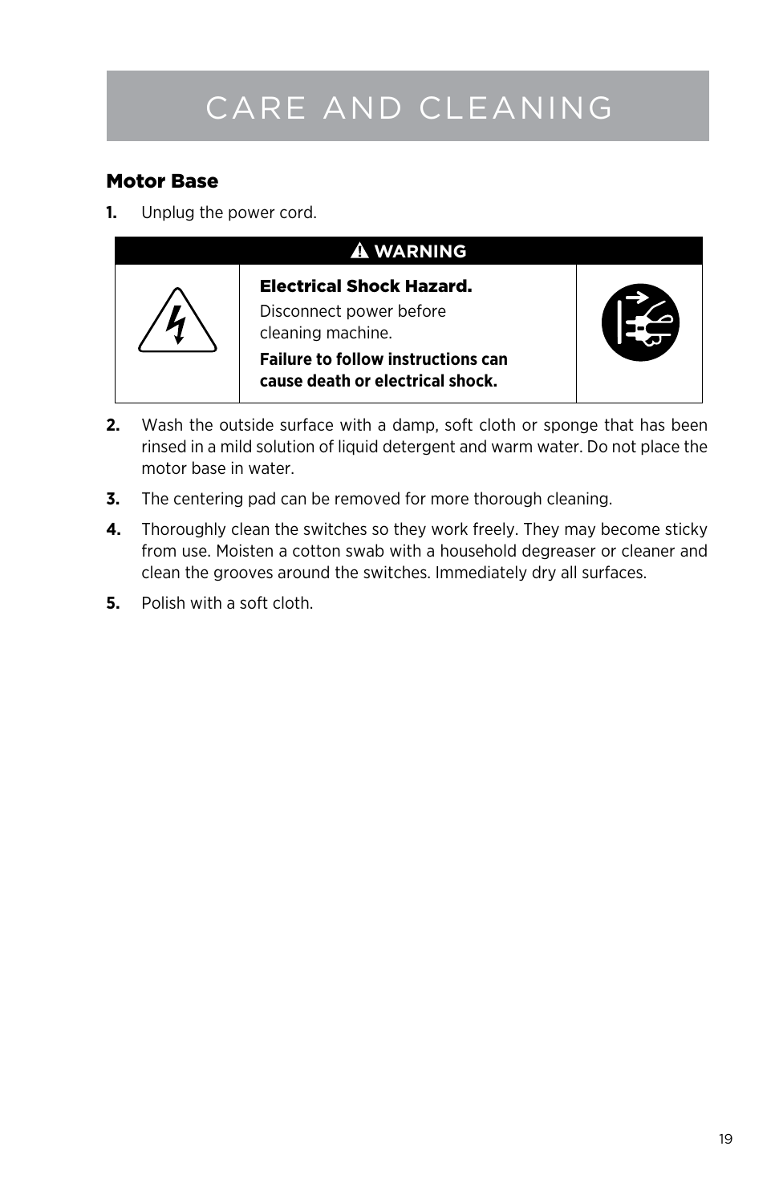# CARE AND CLEANING

## Motor Base

1. Unplug the power cord.

| ⚠ WARNING |
| --- |
| **Electrical Shock Hazard.**<br>Disconnect power before cleaning machine.<br>**Failure to follow instructions can cause death or electrical shock.** |

2. Wash the outside surface with a damp, soft cloth or sponge that has been rinsed in a mild solution of liquid detergent and warm water. Do not place the motor base in water.
3. The centering pad can be removed for more thorough cleaning.
4. Thoroughly clean the switches so they work freely. They may become sticky from use. Moisten a cotton swab with a household degreaser or cleaner and clean the grooves around the switches. Immediately dry all surfaces.
5. Polish with a soft cloth.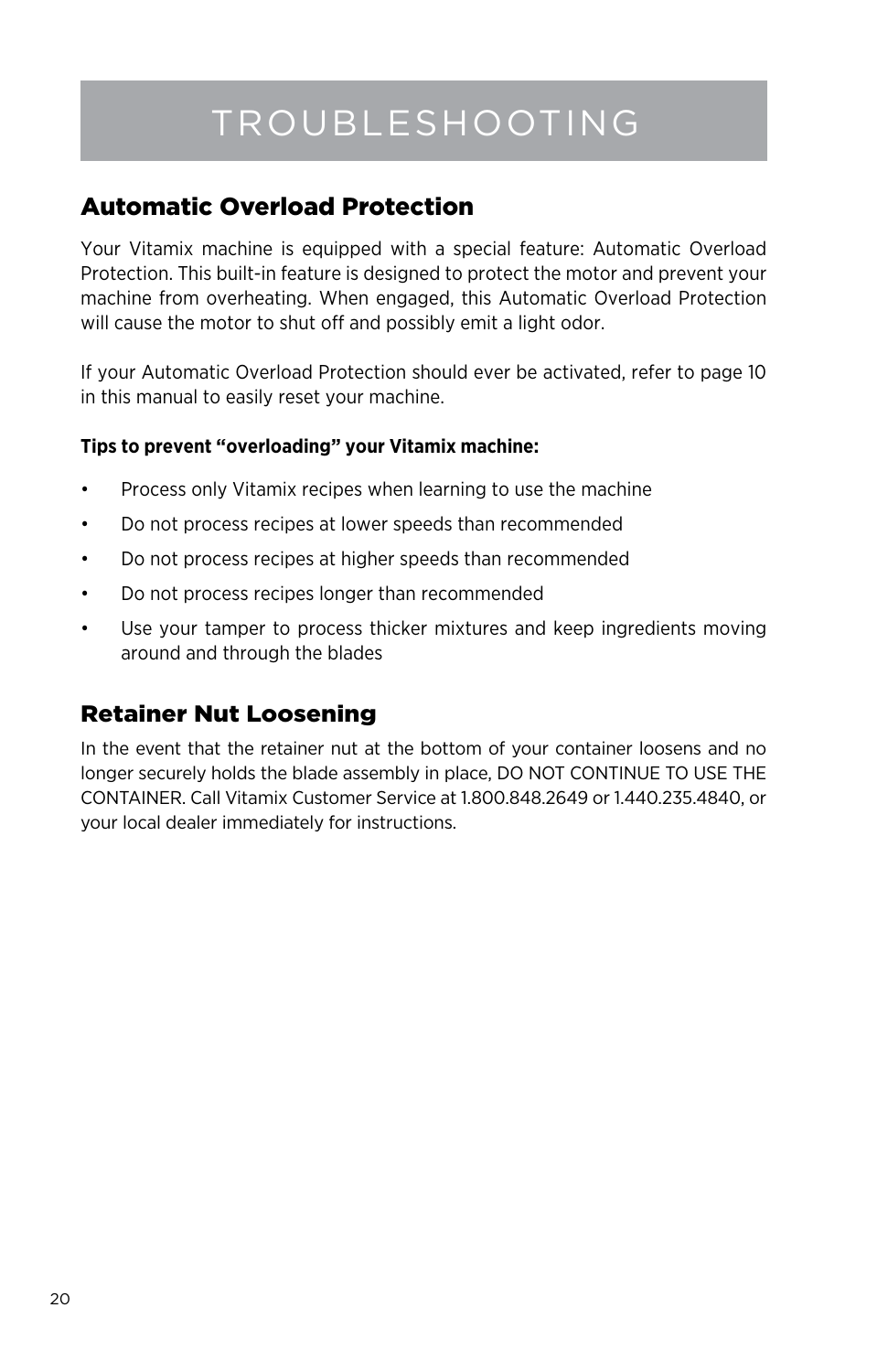# TROUBLESHOOTING

## Automatic Overload Protection

Your Vitamix machine is equipped with a special feature: Automatic Overload Protection. This built-in feature is designed to protect the motor and prevent your machine from overheating. When engaged, this Automatic Overload Protection will cause the motor to shut off and possibly emit a light odor.

If your Automatic Overload Protection should ever be activated, refer to page 10 in this manual to easily reset your machine.

**Tips to prevent "overloading" your Vitamix machine:**

- Process only Vitamix recipes when learning to use the machine
- Do not process recipes at lower speeds than recommended
- Do not process recipes at higher speeds than recommended
- Do not process recipes longer than recommended
- Use your tamper to process thicker mixtures and keep ingredients moving around and through the blades

## Retainer Nut Loosening

In the event that the retainer nut at the bottom of your container loosens and no longer securely holds the blade assembly in place, DO NOT CONTINUE TO USE THE CONTAINER. Call Vitamix Customer Service at 1.800.848.2649 or 1.440.235.4840, or your local dealer immediately for instructions.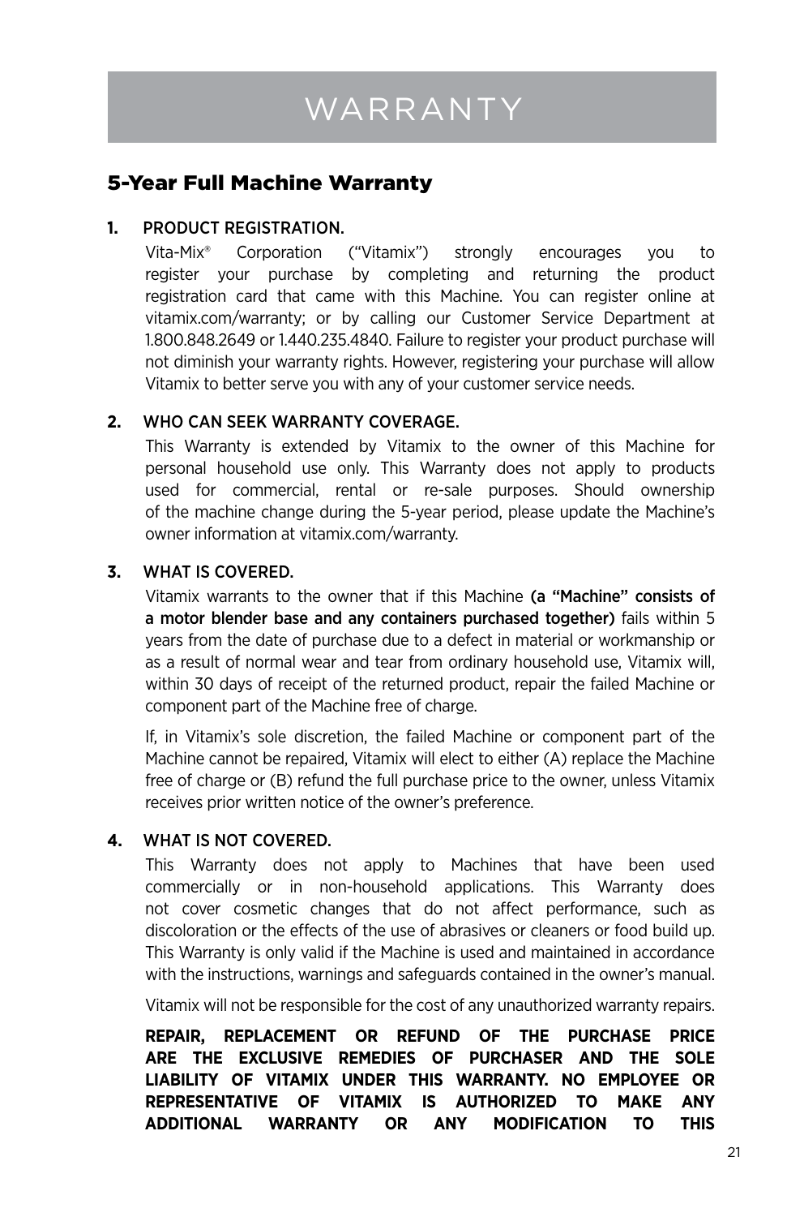# WARRANTY

## 5-Year Full Machine Warranty

**1.** PRODUCT REGISTRATION.

Vita-Mix® Corporation ("Vitamix") strongly encourages you to register your purchase by completing and returning the product registration card that came with this Machine. You can register online at vitamix.com/warranty; or by calling our Customer Service Department at 1.800.848.2649 or 1.440.235.4840. Failure to register your product purchase will not diminish your warranty rights. However, registering your purchase will allow Vitamix to better serve you with any of your customer service needs.

**2.** WHO CAN SEEK WARRANTY COVERAGE.

This Warranty is extended by Vitamix to the owner of this Machine for personal household use only. This Warranty does not apply to products used for commercial, rental or re-sale purposes. Should ownership of the machine change during the 5-year period, please update the Machine's owner information at vitamix.com/warranty.

**3.** WHAT IS COVERED.

Vitamix warrants to the owner that if this Machine **(a "Machine" consists of a motor blender base and any containers purchased together)** fails within 5 years from the date of purchase due to a defect in material or workmanship or as a result of normal wear and tear from ordinary household use, Vitamix will, within 30 days of receipt of the returned product, repair the failed Machine or component part of the Machine free of charge.

If, in Vitamix's sole discretion, the failed Machine or component part of the Machine cannot be repaired, Vitamix will elect to either (A) replace the Machine free of charge or (B) refund the full purchase price to the owner, unless Vitamix receives prior written notice of the owner's preference.

**4.** WHAT IS NOT COVERED.

This Warranty does not apply to Machines that have been used commercially or in non-household applications. This Warranty does not cover cosmetic changes that do not affect performance, such as discoloration or the effects of the use of abrasives or cleaners or food build up. This Warranty is only valid if the Machine is used and maintained in accordance with the instructions, warnings and safeguards contained in the owner's manual.

Vitamix will not be responsible for the cost of any unauthorized warranty repairs.

**REPAIR, REPLACEMENT OR REFUND OF THE PURCHASE PRICE ARE THE EXCLUSIVE REMEDIES OF PURCHASER AND THE SOLE LIABILITY OF VITAMIX UNDER THIS WARRANTY. NO EMPLOYEE OR REPRESENTATIVE OF VITAMIX IS AUTHORIZED TO MAKE ANY ADDITIONAL WARRANTY OR ANY MODIFICATION TO THIS**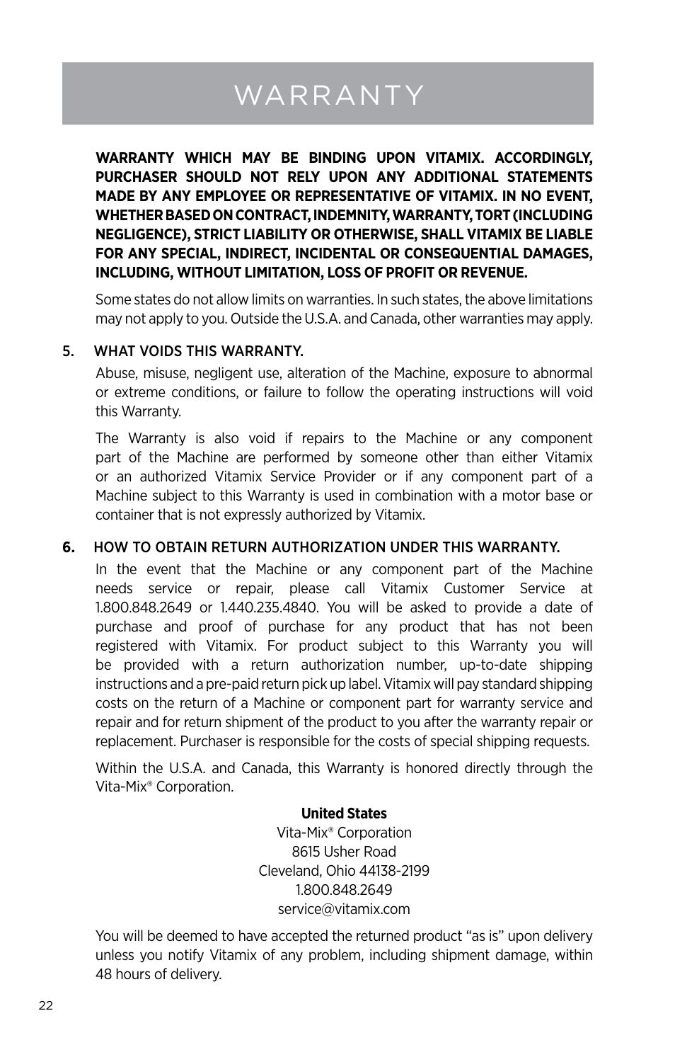# WARRANTY

**WARRANTY WHICH MAY BE BINDING UPON VITAMIX. ACCORDINGLY, PURCHASER SHOULD NOT RELY UPON ANY ADDITIONAL STATEMENTS MADE BY ANY EMPLOYEE OR REPRESENTATIVE OF VITAMIX. IN NO EVENT, WHETHER BASED ON CONTRACT, INDEMNITY, WARRANTY, TORT (INCLUDING NEGLIGENCE), STRICT LIABILITY OR OTHERWISE, SHALL VITAMIX BE LIABLE FOR ANY SPECIAL, INDIRECT, INCIDENTAL OR CONSEQUENTIAL DAMAGES, INCLUDING, WITHOUT LIMITATION, LOSS OF PROFIT OR REVENUE.**

Some states do not allow limits on warranties. In such states, the above limitations may not apply to you. Outside the U.S.A. and Canada, other warranties may apply.

5. WHAT VOIDS THIS WARRANTY.

Abuse, misuse, negligent use, alteration of the Machine, exposure to abnormal or extreme conditions, or failure to follow the operating instructions will void this Warranty.

The Warranty is also void if repairs to the Machine or any component part of the Machine are performed by someone other than either Vitamix or an authorized Vitamix Service Provider or if any component part of a Machine subject to this Warranty is used in combination with a motor base or container that is not expressly authorized by Vitamix.

**6.** HOW TO OBTAIN RETURN AUTHORIZATION UNDER THIS WARRANTY.

In the event that the Machine or any component part of the Machine needs service or repair, please call Vitamix Customer Service at 1.800.848.2649 or 1.440.235.4840. You will be asked to provide a date of purchase and proof of purchase for any product that has not been registered with Vitamix. For product subject to this Warranty you will be provided with a return authorization number, up-to-date shipping instructions and a pre-paid return pick up label. Vitamix will pay standard shipping costs on the return of a Machine or component part for warranty service and repair and for return shipment of the product to you after the warranty repair or replacement. Purchaser is responsible for the costs of special shipping requests.

Within the U.S.A. and Canada, this Warranty is honored directly through the Vita-Mix® Corporation.

**United States**
Vita-Mix® Corporation
8615 Usher Road
Cleveland, Ohio 44138-2199
1.800.848.2649
service@vitamix.com

You will be deemed to have accepted the returned product "as is" upon delivery unless you notify Vitamix of any problem, including shipment damage, within 48 hours of delivery.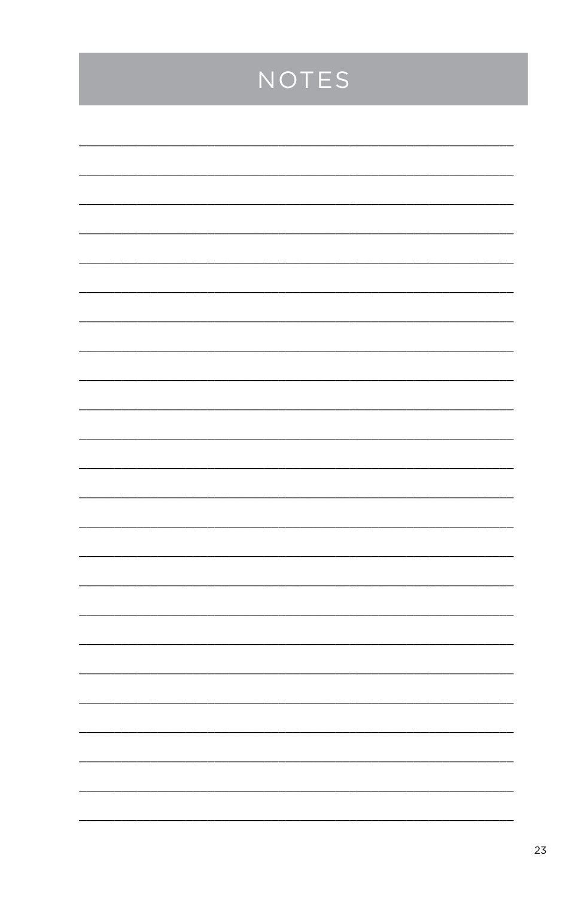# NOTES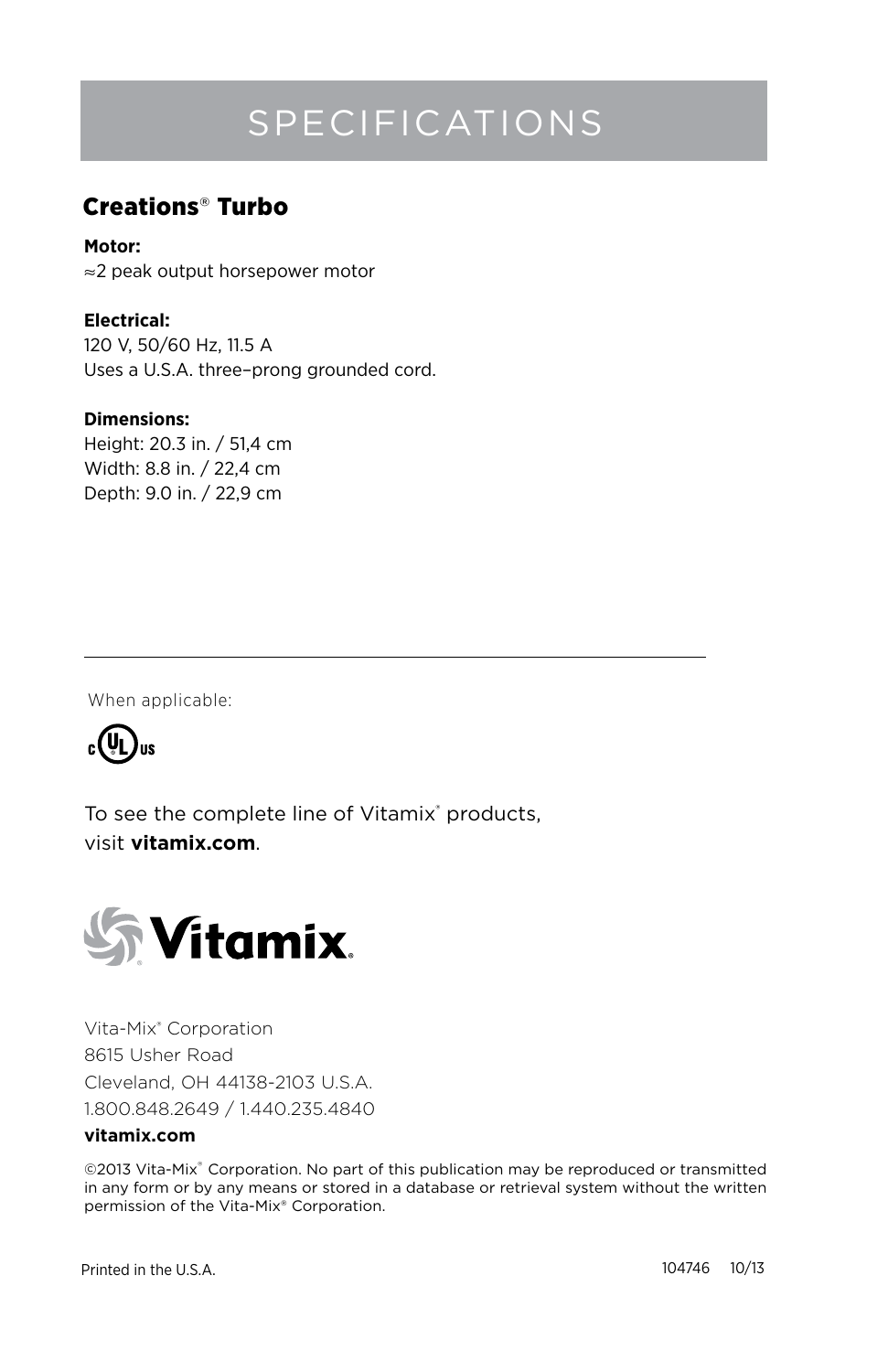# SPECIFICATIONS

## Creations® Turbo

**Motor:**
≈2 peak output horsepower motor

**Electrical:**
120 V, 50/60 Hz, 11.5 A
Uses a U.S.A. three–prong grounded cord.

**Dimensions:**
Height: 20.3 in. / 51,4 cm
Width: 8.8 in. / 22,4 cm
Depth: 9.0 in. / 22,9 cm

---

When applicable:

c UL us

To see the complete line of Vitamix® products, visit **vitamix.com**.

Vitamix®

Vita-Mix® Corporation
8615 Usher Road
Cleveland, OH 44138-2103 U.S.A.
1.800.848.2649 / 1.440.235.4840
**vitamix.com**

©2013 Vita-Mix® Corporation. No part of this publication may be reproduced or transmitted in any form or by any means or stored in a database or retrieval system without the written permission of the Vita-Mix® Corporation.

Printed in the U.S.A. 104746 10/13